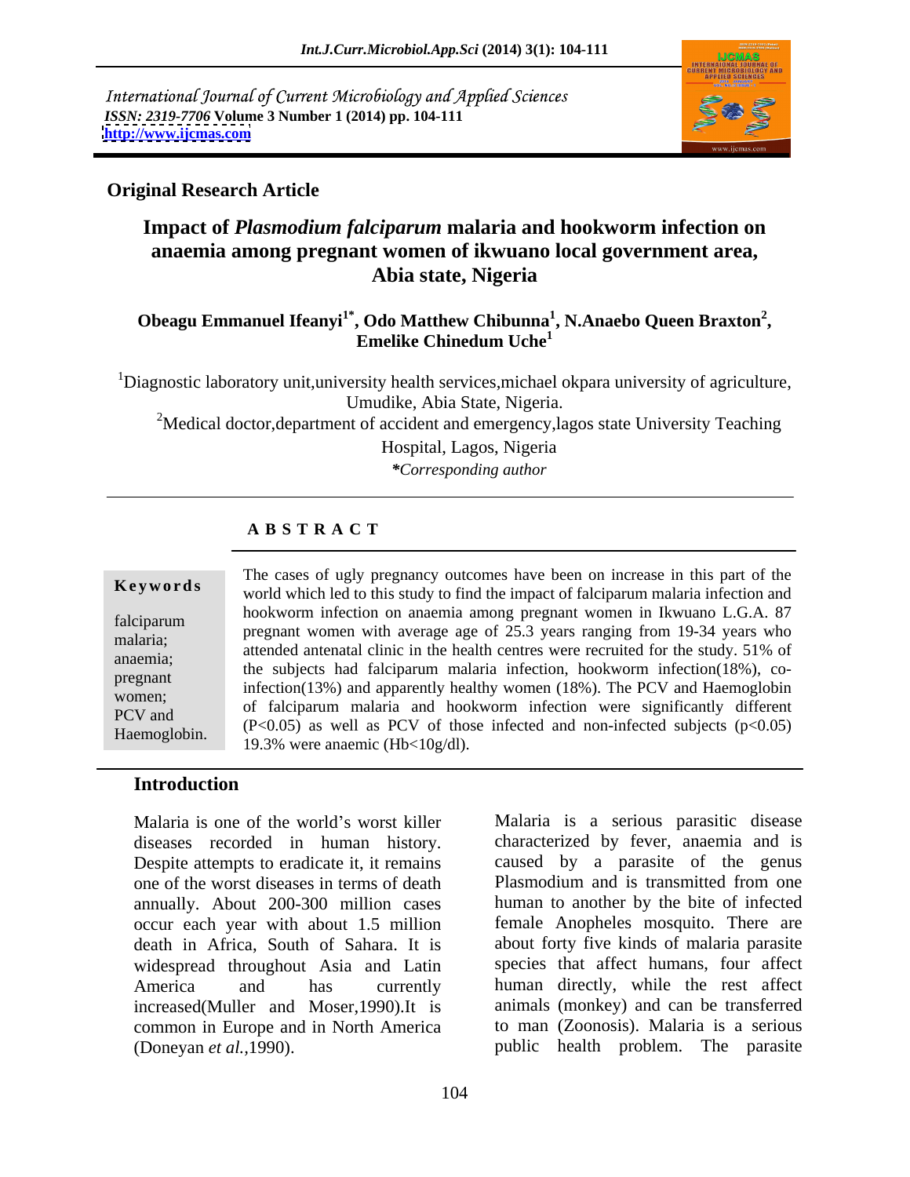International Journal of Current Microbiology and Applied Sciences
*ISSN: 2319-7706* **Volume 3 Number 1 (2014) pp. 104-111**
**http://www.ijcmas.com**

**Original Research Article**

# Impact of *Plasmodium falciparum* malaria and hookworm infection on anaemia among pregnant women of ikwuano local government area, Abia state, Nigeria

**Obeagu Emmanuel Ifeanyi[1*], Odo Matthew Chibunna[1], N.Anaebo Queen Braxton[2], Emelike Chinedum Uche[1]**

[1]Diagnostic laboratory unit,university health services,michael okpara university of agriculture, Umudike, Abia State, Nigeria.

[2]Medical doctor,department of accident and emergency,lagos state University Teaching Hospital, Lagos, Nigeria

*\*Corresponding author*

## A B S T R A C T

**Keywords**

falciparum malaria; anaemia; pregnant women; PCV and Haemoglobin.

The cases of ugly pregnancy outcomes have been on increase in this part of the world which led to this study to find the impact of falciparum malaria infection and hookworm infection on anaemia among pregnant women in Ikwuano L.G.A. 87 pregnant women with average age of 25.3 years ranging from 19-34 years who attended antenatal clinic in the health centres were recruited for the study. 51% of the subjects had falciparum malaria infection, hookworm infection(18%), co-infection(13%) and apparently healthy women (18%). The PCV and Haemoglobin of falciparum malaria and hookworm infection were significantly different ($P<0.05$) as well as PCV of those infected and non-infected subjects ($p<0.05$) 19.3% were anaemic (Hb<10g/dl).

## Introduction

Malaria is one of the world's worst killer diseases recorded in human history. Despite attempts to eradicate it, it remains one of the worst diseases in terms of death annually. About 200-300 million cases occur each year with about 1.5 million death in Africa, South of Sahara. It is widespread throughout Asia and Latin America and has currently increased(Muller and Moser,1990).It is common in Europe and in North America (Doneyan *et al.*,1990).

Malaria is a serious parasitic disease characterized by fever, anaemia and is caused by a parasite of the genus Plasmodium and is transmitted from one human to another by the bite of infected female Anopheles mosquito. There are about forty five kinds of malaria parasite species that affect humans, four affect human directly, while the rest affect animals (monkey) and can be transferred to man (Zoonosis). Malaria is a serious public health problem. The parasite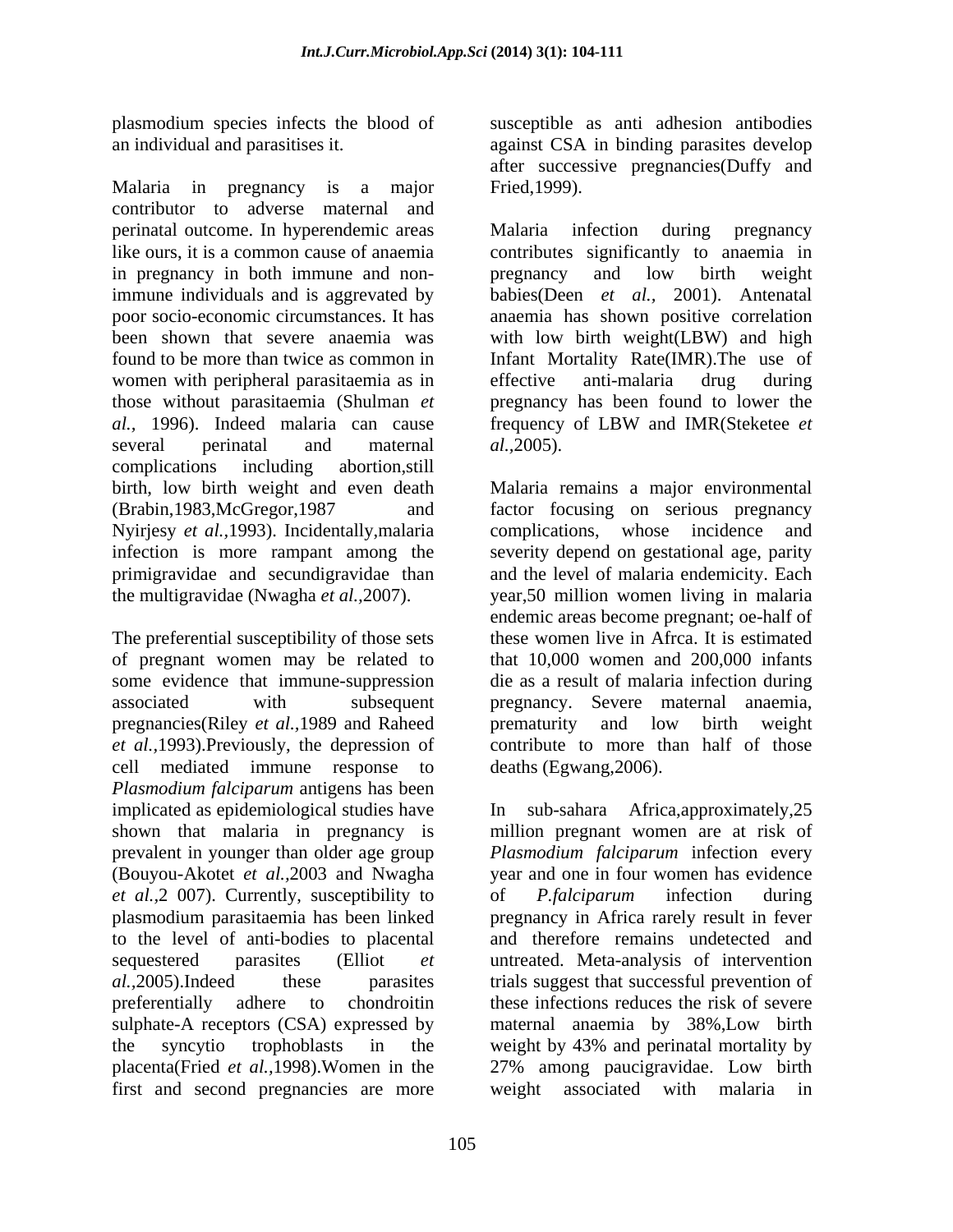plasmodium species infects the blood of an individual and parasitises it.

Malaria in pregnancy is a major contributor to adverse maternal and perinatal outcome. In hyperendemic areas like ours, it is a common cause of anaemia in pregnancy in both immune and non-immune individuals and is aggrevated by poor socio-economic circumstances. It has been shown that severe anaemia was found to be more than twice as common in women with peripheral parasitaemia as in those without parasitaemia (Shulman *et al.,* 1996). Indeed malaria can cause several perinatal and maternal complications including abortion,still birth, low birth weight and even death (Brabin,1983,McGregor,1987 and Nyirjesy *et al.,*1993). Incidentally,malaria infection is more rampant among the primigravidae and secundigravidae than the multigravidae (Nwagha *et al.*,2007).

The preferential susceptibility of those sets of pregnant women may be related to some evidence that immune-suppression associated with subsequent pregnancies(Riley *et al.,*1989 and Raheed *et al.,*1993).Previously, the depression of cell mediated immune response to *Plasmodium falciparum* antigens has been implicated as epidemiological studies have shown that malaria in pregnancy is prevalent in younger than older age group (Bouyou-Akotet *et al.,*2003 and Nwagha *et al.,*2 007). Currently, susceptibility to plasmodium parasitaemia has been linked to the level of anti-bodies to placental sequestered parasites (Elliot *et al.,*2005).Indeed these parasites preferentially adhere to chondroitin sulphate-A receptors (CSA) expressed by the syncytio trophoblasts in the placenta(Fried *et al.,*1998).Women in the first and second pregnancies are more susceptible as anti adhesion antibodies against CSA in binding parasites develop after successive pregnancies(Duffy and Fried,1999).

Malaria infection during pregnancy contributes significantly to anaemia in pregnancy and low birth weight babies(Deen *et al.,* 2001). Antenatal anaemia has shown positive correlation with low birth weight(LBW) and high Infant Mortality Rate(IMR).The use of effective anti-malaria drug during pregnancy has been found to lower the frequency of LBW and IMR(Steketee *et al.,*2005).

Malaria remains a major environmental factor focusing on serious pregnancy complications, whose incidence and severity depend on gestational age, parity and the level of malaria endemicity. Each year,50 million women living in malaria endemic areas become pregnant; oe-half of these women live in Afrca. It is estimated that 10,000 women and 200,000 infants die as a result of malaria infection during pregnancy. Severe maternal anaemia, prematurity and low birth weight contribute to more than half of those deaths (Egwang,2006).

In sub-sahara Africa,approximately,25 million pregnant women are at risk of *Plasmodium falciparum* infection every year and one in four women has evidence of *P.falciparum* infection during pregnancy in Africa rarely result in fever and therefore remains undetected and untreated. Meta-analysis of intervention trials suggest that successful prevention of these infections reduces the risk of severe maternal anaemia by 38%,Low birth weight by 43% and perinatal mortality by 27% among paucigravidae. Low birth weight associated with malaria in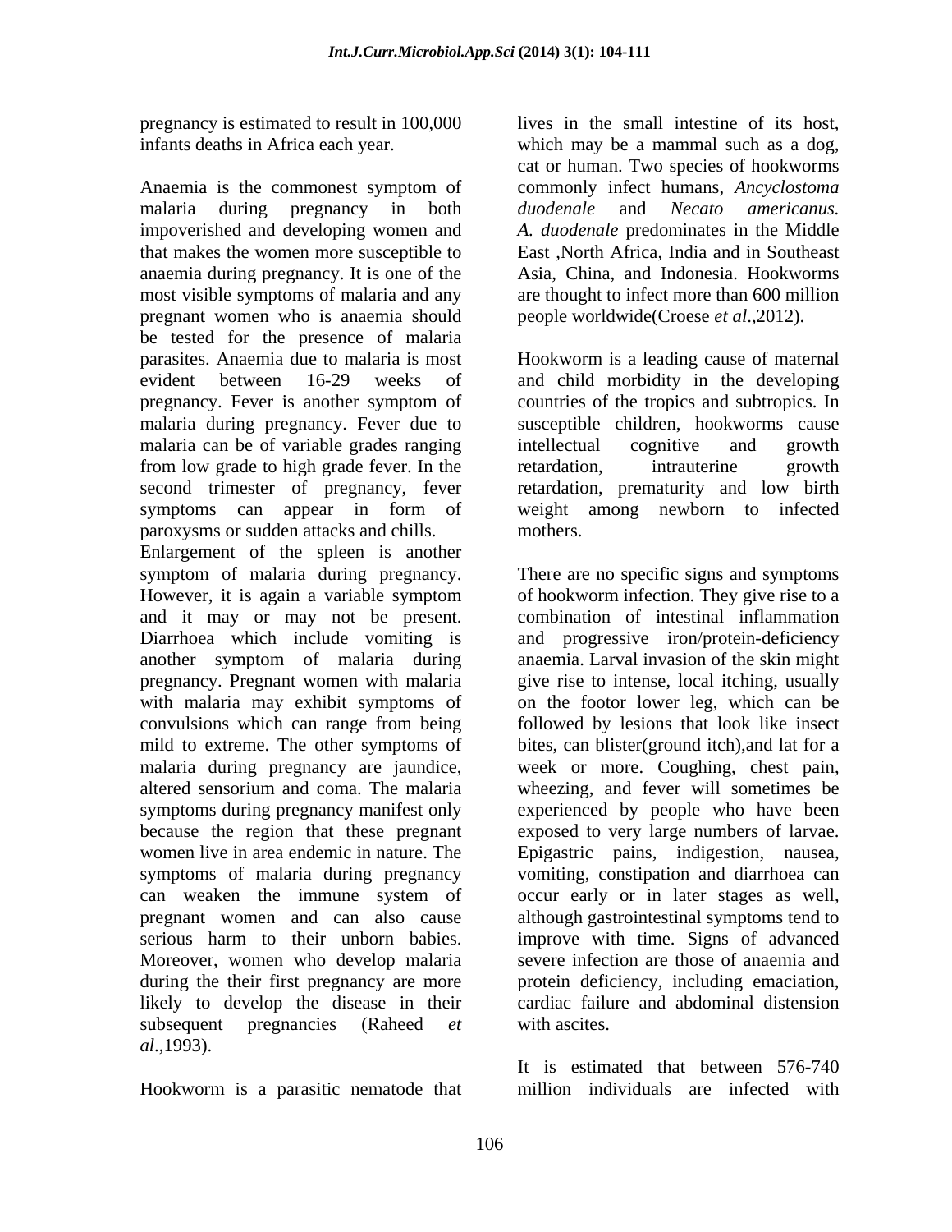pregnancy is estimated to result in 100,000 infants deaths in Africa each year.

Anaemia is the commonest symptom of malaria during pregnancy in both impoverished and developing women and that makes the women more susceptible to anaemia during pregnancy. It is one of the most visible symptoms of malaria and any pregnant women who is anaemia should be tested for the presence of malaria parasites. Anaemia due to malaria is most evident between 16-29 weeks of pregnancy. Fever is another symptom of malaria during pregnancy. Fever due to malaria can be of variable grades ranging from low grade to high grade fever. In the second trimester of pregnancy, fever symptoms can appear in form of paroxysms or sudden attacks and chills. Enlargement of the spleen is another symptom of malaria during pregnancy. However, it is again a variable symptom and it may or may not be present. Diarrhoea which include vomiting is another symptom of malaria during pregnancy. Pregnant women with malaria with malaria may exhibit symptoms of convulsions which can range from being mild to extreme. The other symptoms of malaria during pregnancy are jaundice, altered sensorium and coma. The malaria symptoms during pregnancy manifest only because the region that these pregnant women live in area endemic in nature. The symptoms of malaria during pregnancy can weaken the immune system of pregnant women and can also cause serious harm to their unborn babies. Moreover, women who develop malaria during the their first pregnancy are more likely to develop the disease in their subsequent pregnancies (Raheed *et al*.,1993).

Hookworm is a parasitic nematode that lives in the small intestine of its host, which may be a mammal such as a dog, cat or human. Two species of hookworms commonly infect humans, *Ancyclostoma duodenale* and *Necato americanus. A. duodenale* predominates in the Middle East ,North Africa, India and in Southeast Asia, China, and Indonesia. Hookworms are thought to infect more than 600 million people worldwide(Croese *et al*.,2012).

Hookworm is a leading cause of maternal and child morbidity in the developing countries of the tropics and subtropics. In susceptible children, hookworms cause intellectual cognitive and growth retardation, intrauterine growth retardation, prematurity and low birth weight among newborn to infected mothers.

There are no specific signs and symptoms of hookworm infection. They give rise to a combination of intestinal inflammation and progressive iron/protein-deficiency anaemia. Larval invasion of the skin might give rise to intense, local itching, usually on the footor lower leg, which can be followed by lesions that look like insect bites, can blister(ground itch),and lat for a week or more. Coughing, chest pain, wheezing, and fever will sometimes be experienced by people who have been exposed to very large numbers of larvae. Epigastric pains, indigestion, nausea, vomiting, constipation and diarrhoea can occur early or in later stages as well, although gastrointestinal symptoms tend to improve with time. Signs of advanced severe infection are those of anaemia and protein deficiency, including emaciation, cardiac failure and abdominal distension with ascites.

It is estimated that between 576-740 million individuals are infected with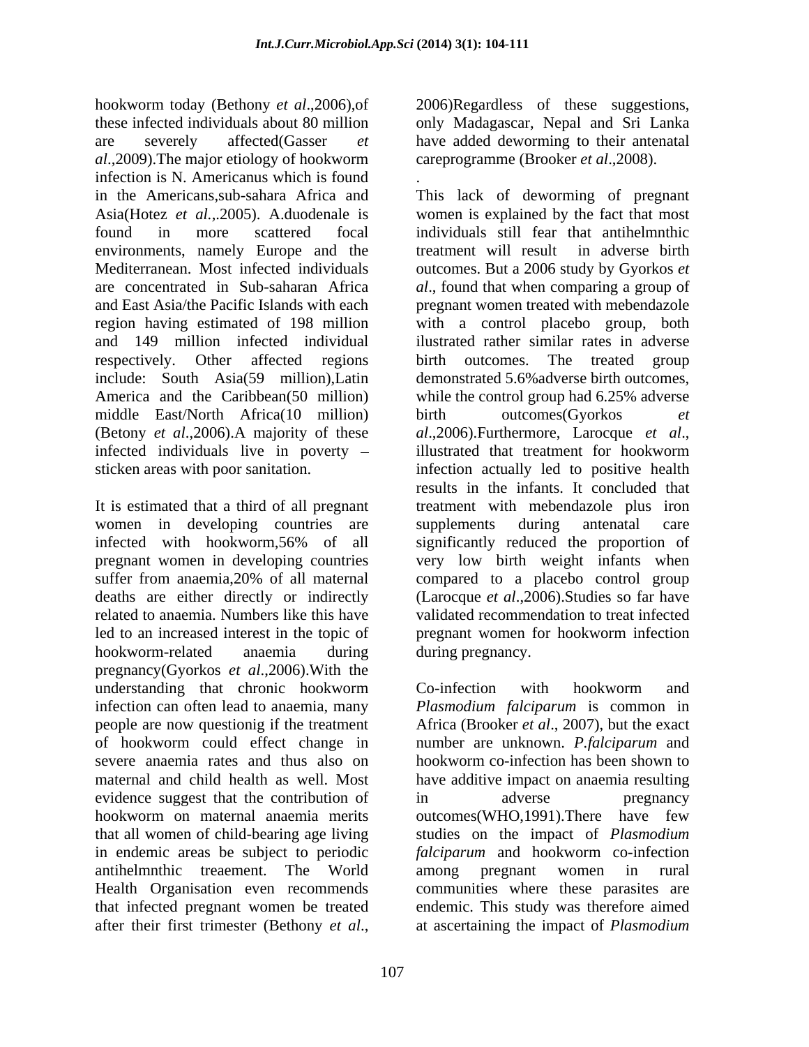hookworm today (Bethony *et al*.,2006),of these infected individuals about 80 million are severely affected(Gasser *et al*.,2009).The major etiology of hookworm infection is N. Americanus which is found in the Americans,sub-sahara Africa and Asia(Hotez *et al.*,.2005). A.duodenale is found in more scattered focal environments, namely Europe and the Mediterranean. Most infected individuals are concentrated in Sub-saharan Africa and East Asia/the Pacific Islands with each region having estimated of 198 million and 149 million infected individual respectively. Other affected regions include: South Asia(59 million),Latin America and the Caribbean(50 million) middle East/North Africa(10 million) (Betony *et al*.,2006).A majority of these infected individuals live in poverty – sticken areas with poor sanitation.

It is estimated that a third of all pregnant women in developing countries are infected with hookworm,56% of all pregnant women in developing countries suffer from anaemia,20% of all maternal deaths are either directly or indirectly related to anaemia. Numbers like this have led to an increased interest in the topic of hookworm-related anaemia during pregnancy(Gyorkos *et al*.,2006).With the understanding that chronic hookworm infection can often lead to anaemia, many people are now questionig if the treatment of hookworm could effect change in severe anaemia rates and thus also on maternal and child health as well. Most evidence suggest that the contribution of hookworm on maternal anaemia merits that all women of child-bearing age living in endemic areas be subject to periodic antihelmnthic treaement. The World Health Organisation even recommends that infected pregnant women be treated after their first trimester (Bethony *et al*., 2006)Regardless of these suggestions, only Madagascar, Nepal and Sri Lanka have added deworming to their antenatal careprogramme (Brooker *et al*.,2008).

This lack of deworming of pregnant women is explained by the fact that most individuals still fear that antihelmnthic treatment will result in adverse birth outcomes. But a 2006 study by Gyorkos *et al*., found that when comparing a group of pregnant women treated with mebendazole with a control placebo group, both ilustrated rather similar rates in adverse birth outcomes. The treated group demonstrated 5.6%adverse birth outcomes, while the control group had 6.25% adverse birth outcomes(Gyorkos *et al*.,2006).Furthermore, Larocque *et al*., illustrated that treatment for hookworm infection actually led to positive health results in the infants. It concluded that treatment with mebendazole plus iron supplements during antenatal care significantly reduced the proportion of very low birth weight infants when compared to a placebo control group (Larocque *et al*.,2006).Studies so far have validated recommendation to treat infected pregnant women for hookworm infection during pregnancy.

Co-infection with hookworm and *Plasmodium falciparum* is common in Africa (Brooker *et al*., 2007), but the exact number are unknown. *P.falciparum* and hookworm co-infection has been shown to have additive impact on anaemia resulting in adverse pregnancy outcomes(WHO,1991).There have few studies on the impact of *Plasmodium falciparum* and hookworm co-infection among pregnant women in rural communities where these parasites are endemic. This study was therefore aimed at ascertaining the impact of *Plasmodium*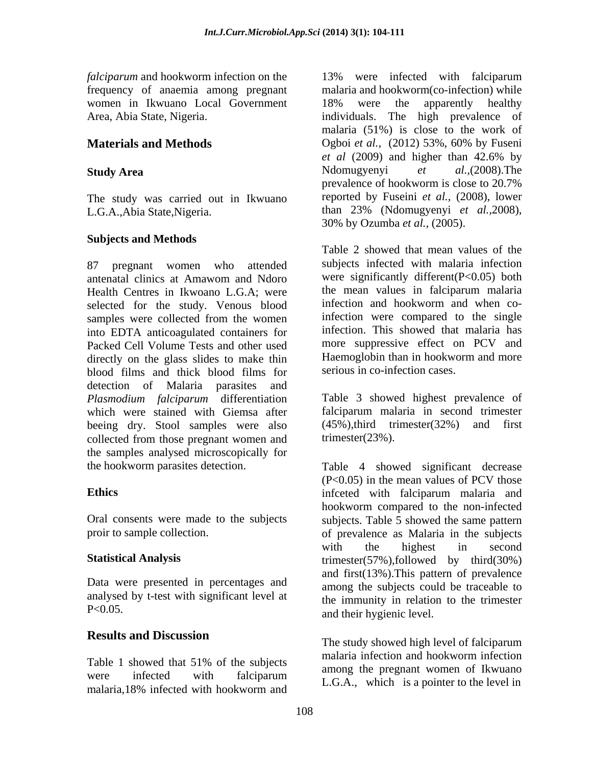*falciparum* and hookworm infection on the frequency of anaemia among pregnant women in Ikwuano Local Government Area, Abia State, Nigeria.

## Materials and Methods

### Study Area

The study was carried out in Ikwuano L.G.A.,Abia State,Nigeria.

### Subjects and Methods

87 pregnant women who attended antenatal clinics at Amawom and Ndoro Health Centres in Ikwoano L.G.A; were selected for the study. Venous blood samples were collected from the women into EDTA anticoagulated containers for Packed Cell Volume Tests and other used directly on the glass slides to make thin blood films and thick blood films for detection of Malaria parasites and *Plasmodium falciparum* differentiation which were stained with Giemsa after beeing dry. Stool samples were also collected from those pregnant women and the samples analysed microscopically for the hookworm parasites detection.

### Ethics

Oral consents were made to the subjects proir to sample collection.

### Statistical Analysis

Data were presented in percentages and analysed by t-test with significant level at P<0.05.

## Results and Discussion

Table 1 showed that 51% of the subjects were infected with falciparum malaria,18% infected with hookworm and 13% were infected with falciparum malaria and hookworm(co-infection) while 18% were the apparently healthy individuals. The high prevalence of malaria (51%) is close to the work of Ogboi *et al.*, (2012) 53%, 60% by Fuseni *et al* (2009) and higher than 42.6% by Ndomugyenyi *et al.*,(2008).The prevalence of hookworm is close to 20.7% reported by Fuseini *et al.*, (2008), lower than 23% (Ndomugyenyi *et al.*,2008), 30% by Ozumba *et al.*, (2005).

Table 2 showed that mean values of the subjects infected with malaria infection were significantly different(P<0.05) both the mean values in falciparum malaria infection and hookworm and when co-infection were compared to the single infection. This showed that malaria has more suppressive effect on PCV and Haemoglobin than in hookworm and more serious in co-infection cases.

Table 3 showed highest prevalence of falciparum malaria in second trimester (45%),third trimester(32%) and first trimester(23%).

Table 4 showed significant decrease (P<0.05) in the mean values of PCV those infceted with falciparum malaria and hookworm compared to the non-infected subjects. Table 5 showed the same pattern of prevalence as Malaria in the subjects with the highest in second trimester(57%),followed by third(30%) and first(13%).This pattern of prevalence among the subjects could be traceable to the immunity in relation to the trimester and their hygienic level.

The study showed high level of falciparum malaria infection and hookworm infection among the pregnant women of Ikwuano L.G.A., which is a pointer to the level in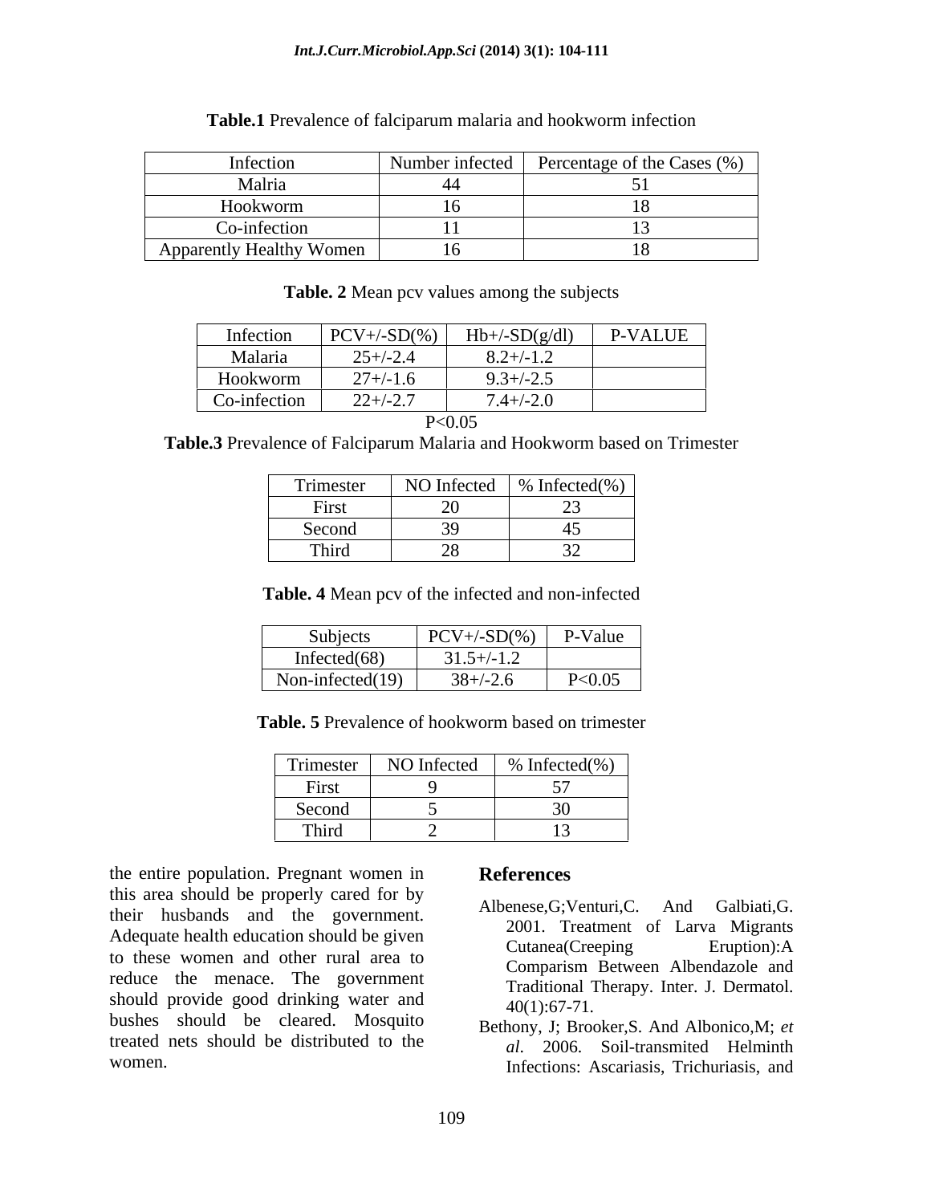**Table.1** Prevalence of falciparum malaria and hookworm infection

| Infection | Number infected | Percentage of the Cases (%) |
|---|---|---|
| Malria | 44 | 51 |
| Hookworm | 16 | 18 |
| Co-infection | 11 | 13 |
| Apparently Healthy Women | 16 | 18 |

**Table. 2** Mean pcv values among the subjects

| Infection | PCV+/-SD(%) | Hb+/-SD(g/dl) | P-VALUE |
|---|---|---|---|
| Malaria | 25+/-2.4 | 8.2+/-1.2 | |
| Hookworm | 27+/-1.6 | 9.3+/-2.5 | |
| Co-infection | 22+/-2.7 | 7.4+/-2.0 | |

P<0.05

**Table.3** Prevalence of Falciparum Malaria and Hookworm based on Trimester

| Trimester | NO Infected | % Infected(%) |
|---|---|---|
| First | 20 | 23 |
| Second | 39 | 45 |
| Third | 28 | 32 |

**Table. 4** Mean pcv of the infected and non-infected

| Subjects | PCV+/-SD(%) | P-Value |
|---|---|---|
| Infected(68) | 31.5+/-1.2 | |
| Non-infected(19) | 38+/-2.6 | P<0.05 |

**Table. 5** Prevalence of hookworm based on trimester

| Trimester | NO Infected | % Infected(%) |
|---|---|---|
| First | 9 | 57 |
| Second | 5 | 30 |
| Third | 2 | 13 |

the entire population. Pregnant women in this area should be properly cared for by their husbands and the government. Adequate health education should be given to these women and other rural area to reduce the menace. The government should provide good drinking water and bushes should be cleared. Mosquito treated nets should be distributed to the women.

## References

Albenese,G;Venturi,C. And Galbiati,G. 2001. Treatment of Larva Migrants Cutanea(Creeping Eruption):A Comparism Between Albendazole and Traditional Therapy. Inter. J. Dermatol. 40(1):67-71.

Bethony, J; Brooker,S. And Albonico,M; *et al*. 2006. Soil-transmited Helminth Infections: Ascariasis, Trichuriasis, and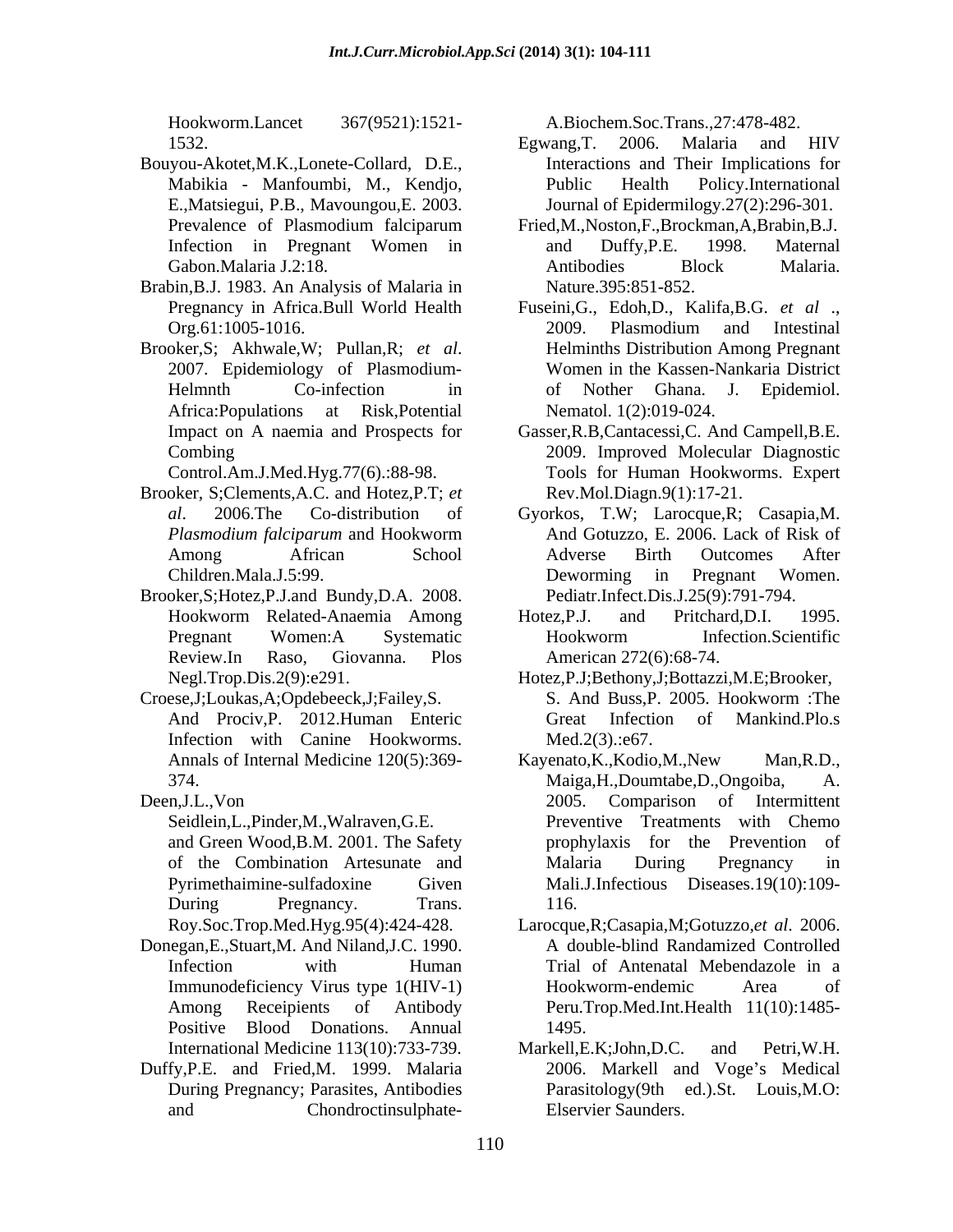Hookworm.Lancet 367(9521):1521-1532.

Bouyou-Akotet,M.K.,Lonete-Collard, D.E., Mabikia - Manfoumbi, M., Kendjo, E.,Matsiegui, P.B., Mavoungou,E. 2003. Prevalence of Plasmodium falciparum Infection in Pregnant Women in Gabon.Malaria J.2:18.

Brabin,B.J. 1983. An Analysis of Malaria in Pregnancy in Africa.Bull World Health Org.61:1005-1016.

Brooker,S; Akhwale,W; Pullan,R; *et al*. 2007. Epidemiology of Plasmodium-Helmnth Co-infection in Africa:Populations at Risk,Potential Impact on A naemia and Prospects for Combing Control.Am.J.Med.Hyg.77(6).:88-98.

Brooker, S;Clements,A.C. and Hotez,P.T; *et al*. 2006.The Co-distribution of *Plasmodium falciparum* and Hookworm Among African School Children.Mala.J.5:99.

Brooker,S;Hotez,P.J.and Bundy,D.A. 2008. Hookworm Related-Anaemia Among Pregnant Women:A Systematic Review.In Raso, Giovanna. Plos Negl.Trop.Dis.2(9):e291.

Croese,J;Loukas,A;Opdebeeck,J;Failey,S. And Prociv,P. 2012.Human Enteric Infection with Canine Hookworms. Annals of Internal Medicine 120(5):369-374.

Deen,J.L.,Von Seidlein,L.,Pinder,M.,Walraven,G.E. and Green Wood,B.M. 2001. The Safety of the Combination Artesunate and Pyrimethaimine-sulfadoxine Given During Pregnancy. Trans. Roy.Soc.Trop.Med.Hyg.95(4):424-428.

Donegan,E.,Stuart,M. And Niland,J.C. 1990. Infection with Human Immunodeficiency Virus type 1(HIV-1) Among Receipients of Antibody Positive Blood Donations. Annual International Medicine 113(10):733-739.

Duffy,P.E. and Fried,M. 1999. Malaria During Pregnancy; Parasites, Antibodies and Chondroctinsulphate-A.Biochem.Soc.Trans.,27:478-482.

Egwang,T. 2006. Malaria and HIV Interactions and Their Implications for Public Health Policy.International Journal of Epidermilogy.27(2):296-301.

Fried,M.,Noston,F.,Brockman,A,Brabin,B.J. and Duffy,P.E. 1998. Maternal Antibodies Block Malaria. Nature.395:851-852.

Fuseini,G., Edoh,D., Kalifa,B.G. *et al* ., 2009. Plasmodium and Intestinal Helminths Distribution Among Pregnant Women in the Kassen-Nankaria District of Nother Ghana. J. Epidemiol. Nematol. 1(2):019-024.

Gasser,R.B,Cantacessi,C. And Campell,B.E. 2009. Improved Molecular Diagnostic Tools for Human Hookworms. Expert Rev.Mol.Diagn.9(1):17-21.

Gyorkos, T.W; Larocque,R; Casapia,M. And Gotuzzo, E. 2006. Lack of Risk of Adverse Birth Outcomes After Deworming in Pregnant Women. Pediatr.Infect.Dis.J.25(9):791-794.

Hotez,P.J. and Pritchard,D.I. 1995. Hookworm Infection.Scientific American 272(6):68-74.

Hotez,P.J;Bethony,J;Bottazzi,M.E;Brooker, S. And Buss,P. 2005. Hookworm :The Great Infection of Mankind.Plo.s Med.2(3).:e67.

Kayenato,K.,Kodio,M.,New Man,R.D., Maiga,H.,Doumtabe,D.,Ongoiba, A. 2005. Comparison of Intermittent Preventive Treatments with Chemo prophylaxis for the Prevention of Malaria During Pregnancy in Mali.J.Infectious Diseases.19(10):109-116.

Larocque,R;Casapia,M;Gotuzzo,*et al*. 2006. A double-blind Randamized Controlled Trial of Antenatal Mebendazole in a Hookworm-endemic Area of Peru.Trop.Med.Int.Health 11(10):1485-1495.

Markell,E.K;John,D.C. and Petri,W.H. 2006. Markell and Voge's Medical Parasitology(9th ed.).St. Louis,M.O: Elservier Saunders.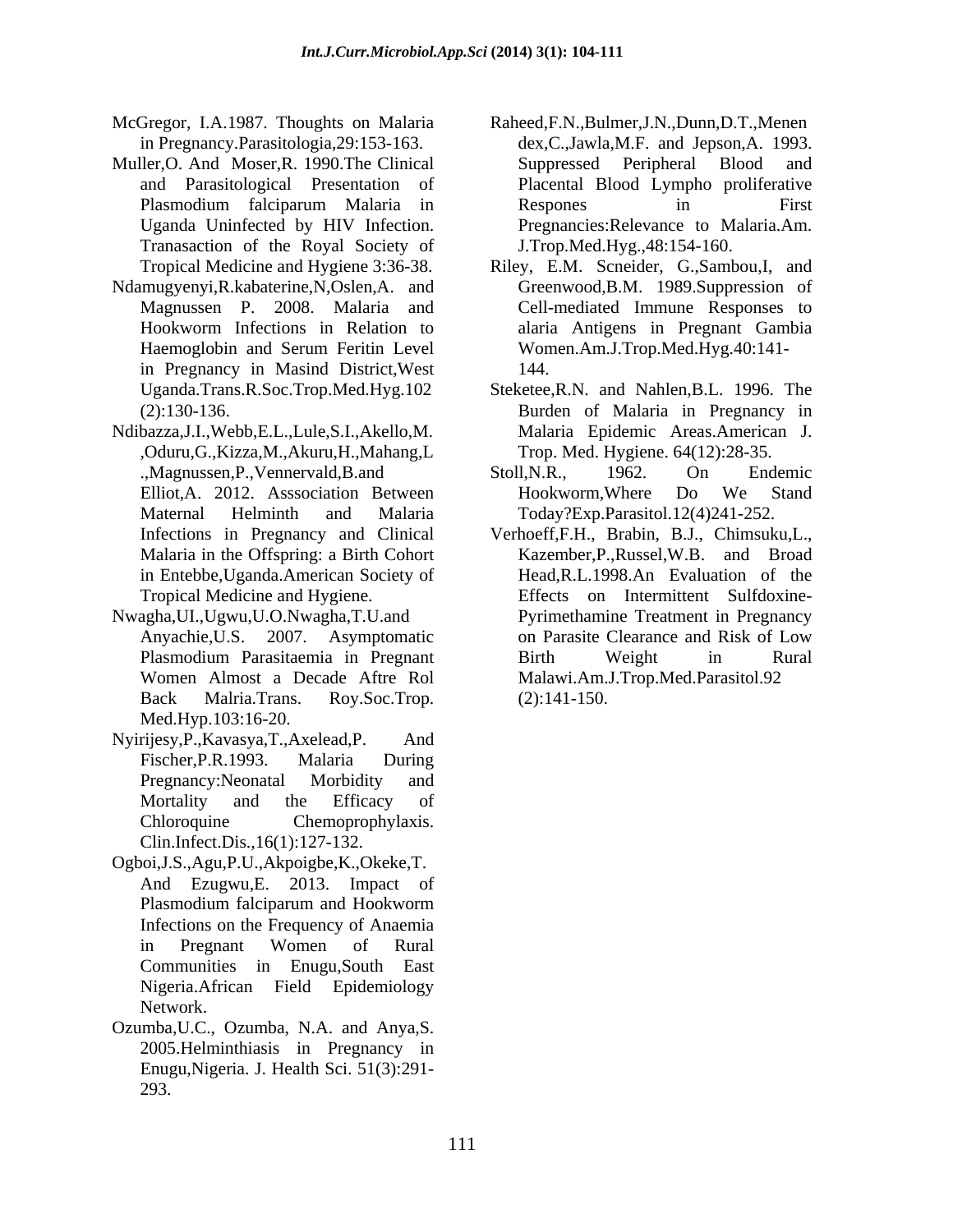McGregor, I.A.1987. Thoughts on Malaria in Pregnancy.Parasitologia,29:153-163.

Muller,O. And Moser,R. 1990.The Clinical and Parasitological Presentation of Plasmodium falciparum Malaria in Uganda Uninfected by HIV Infection. Tranasaction of the Royal Society of Tropical Medicine and Hygiene 3:36-38.

Ndamugyenyi,R.kabaterine,N,Oslen,A. and Magnussen P. 2008. Malaria and Hookworm Infections in Relation to Haemoglobin and Serum Feritin Level in Pregnancy in Masind District,West Uganda.Trans.R.Soc.Trop.Med.Hyg.102 (2):130-136.

Ndibazza,J.I.,Webb,E.L.,Lule,S.I.,Akello,M. ,Oduru,G.,Kizza,M.,Akuru,H.,Mahang,L .,Magnussen,P.,Vennervald,B.and Elliot,A. 2012. Asssociation Between Maternal Helminth and Malaria Infections in Pregnancy and Clinical Malaria in the Offspring: a Birth Cohort in Entebbe,Uganda.American Society of Tropical Medicine and Hygiene.

Nwagha,UI.,Ugwu,U.O.Nwagha,T.U.and Anyachie,U.S. 2007. Asymptomatic Plasmodium Parasitaemia in Pregnant Women Almost a Decade Aftre Rol Back Malria.Trans. Roy.Soc.Trop. Med.Hyp.103:16-20.

Nyirijesy,P.,Kavasya,T.,Axelead,P. And Fischer,P.R.1993. Malaria During Pregnancy:Neonatal Morbidity and Mortality and the Efficacy of Chloroquine Chemoprophylaxis. Clin.Infect.Dis.,16(1):127-132.

Ogboi,J.S.,Agu,P.U.,Akpoigbe,K.,Okeke,T. And Ezugwu,E. 2013. Impact of Plasmodium falciparum and Hookworm Infections on the Frequency of Anaemia in Pregnant Women of Rural Communities in Enugu,South East Nigeria.African Field Epidemiology Network.

Ozumba,U.C., Ozumba, N.A. and Anya,S. 2005.Helminthiasis in Pregnancy in Enugu,Nigeria. J. Health Sci. 51(3):291-293.

Raheed,F.N.,Bulmer,J.N.,Dunn,D.T.,Menen dex,C.,Jawla,M.F. and Jepson,A. 1993. Suppressed Peripheral Blood and Placental Blood Lympho proliferative Respones in First Pregnancies:Relevance to Malaria.Am. J.Trop.Med.Hyg.,48:154-160.

Riley, E.M. Scneider, G.,Sambou,I, and Greenwood,B.M. 1989.Suppression of Cell-mediated Immune Responses to alaria Antigens in Pregnant Gambia Women.Am.J.Trop.Med.Hyg.40:141-144.

Steketee,R.N. and Nahlen,B.L. 1996. The Burden of Malaria in Pregnancy in Malaria Epidemic Areas.American J. Trop. Med. Hygiene. 64(12):28-35.

Stoll,N.R., 1962. On Endemic Hookworm,Where Do We Stand Today?Exp.Parasitol.12(4)241-252.

Verhoeff,F.H., Brabin, B.J., Chimsuku,L., Kazember,P.,Russel,W.B. and Broad Head,R.L.1998.An Evaluation of the Effects on Intermittent Sulfdoxine-Pyrimethamine Treatment in Pregnancy on Parasite Clearance and Risk of Low Birth Weight in Rural Malawi.Am.J.Trop.Med.Parasitol.92 (2):141-150.